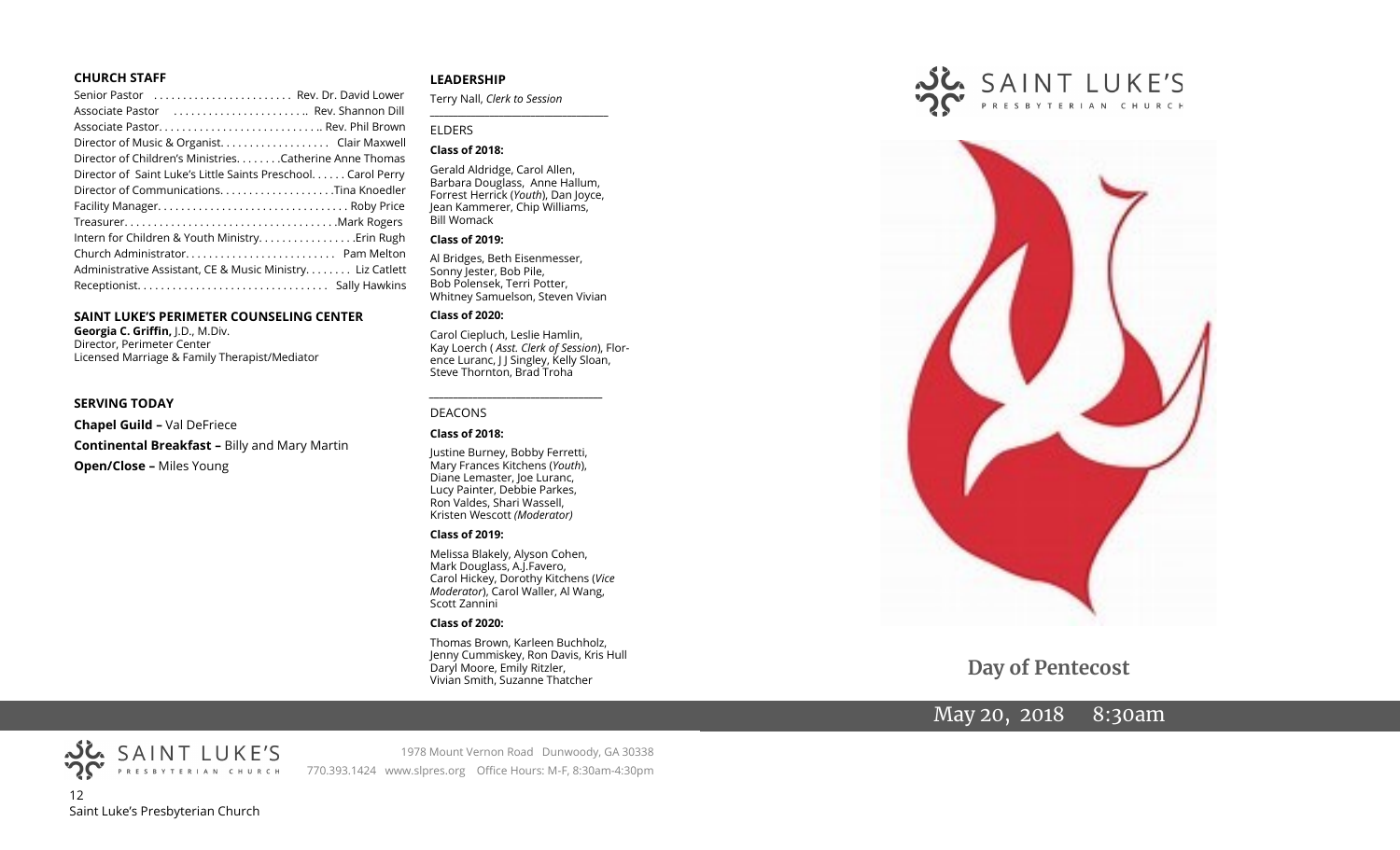**CHURCH STAFF**

Senior Pastor ........................ Rev. Dr. David Lower
Associate Pastor ....................... Rev. Shannon Dill
Associate Pastor.............................. Rev. Phil Brown
Director of Music & Organist................... Clair Maxwell
Director of Children's Ministries........Catherine Anne Thomas
Director of Saint Luke's Little Saints Preschool...... Carol Perry
Director of Communications...................Tina Knoedler
Facility Manager................................. Roby Price
Treasurer......................................Mark Rogers
Intern for Children & Youth Ministry.................Erin Rugh
Church Administrator.......................... Pam Melton
Administrative Assistant, CE & Music Ministry........ Liz Catlett
Receptionist................................. Sally Hawkins

**SAINT LUKE'S PERIMETER COUNSELING CENTER**

**Georgia C. Griffin,** J.D., M.Div.
Director, Perimeter Center
Licensed Marriage & Family Therapist/Mediator

**SERVING TODAY**

**Chapel Guild –** Val DeFriece

**Continental Breakfast –** Billy and Mary Martin

**Open/Close –** Miles Young

**LEADERSHIP**

Terry Nall, *Clerk to Session*

ELDERS

**Class of 2018:**

Gerald Aldridge, Carol Allen, Barbara Douglass, Anne Hallum, Forrest Herrick (*Youth*), Dan Joyce, Jean Kammerer, Chip Williams, Bill Womack

**Class of 2019:**

Al Bridges, Beth Eisenmesser, Sonny Jester, Bob Pile, Bob Polensek, Terri Potter, Whitney Samuelson, Steven Vivian

**Class of 2020:**

Carol Ciepluch, Leslie Hamlin, Kay Loerch (*Asst. Clerk of Session*), Florence Luranc, J J Singley, Kelly Sloan, Steve Thornton, Brad Troha

DEACONS

**Class of 2018:**

Justine Burney, Bobby Ferretti, Mary Frances Kitchens (*Youth*), Diane Lemaster, Joe Luranc, Lucy Painter, Debbie Parkes, Ron Valdes, Shari Wassell, Kristen Wescott *(Moderator)*

**Class of 2019:**

Melissa Blakely, Alyson Cohen, Mark Douglass, A.J.Favero, Carol Hickey, Dorothy Kitchens (*Vice Moderator*), Carol Waller, Al Wang, Scott Zannini

**Class of 2020:**

Thomas Brown, Karleen Buchholz, Jenny Cummiskey, Ron Davis, Kris Hull, Daryl Moore, Emily Ritzler, Vivian Smith, Suzanne Thatcher

SAINT LUKE'S PRESBYTERIAN CHURCH

1978 Mount Vernon Road Dunwoody, GA 30338
770.393.1424 www.slpres.org Office Hours: M-F, 8:30am-4:30pm

# SAINT LUKE'S PRESBYTERIAN CHURCH

## Day of Pentecost

May 20, 2018 8:30am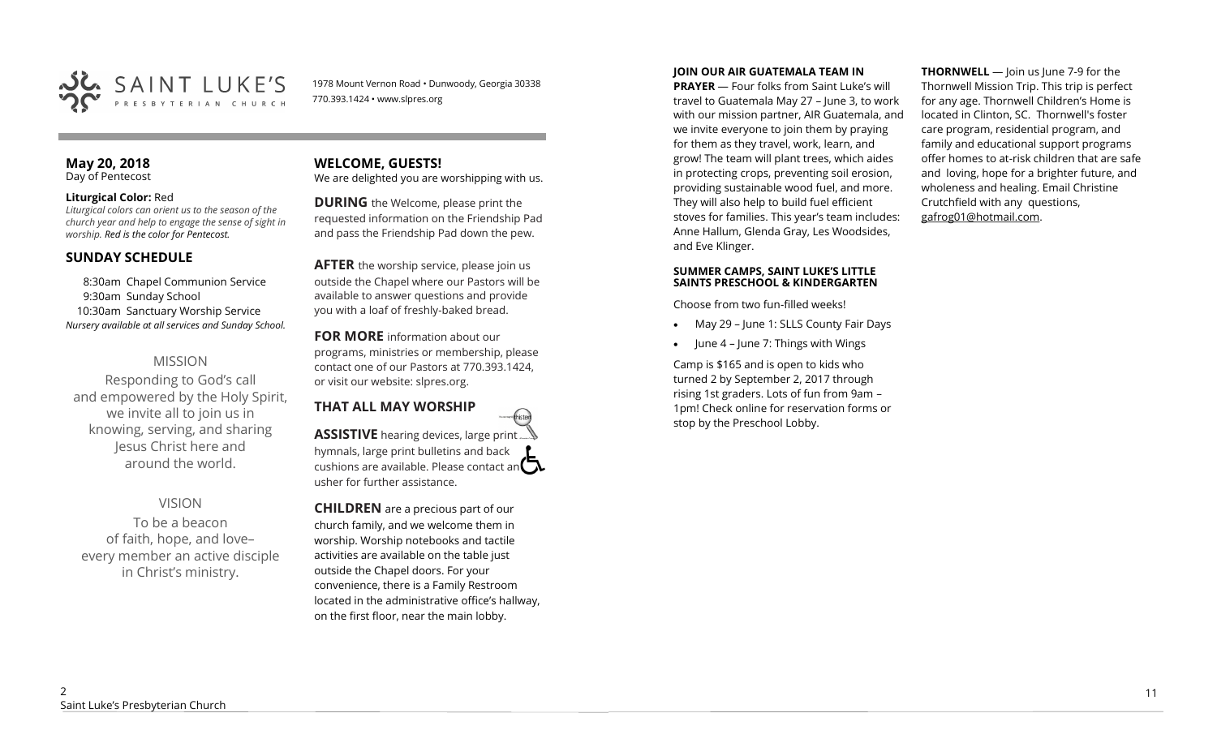SAINT LUKE'S PRESBYTERIAN CHURCH

1978 Mount Vernon Road • Dunwoody, Georgia 30338
770.393.1424 • www.slpres.org

**May 20, 2018**
Day of Pentecost

**Liturgical Color:** Red
*Liturgical colors can orient us to the season of the church year and help to engage the sense of sight in worship. Red is the color for Pentecost.*

## SUNDAY SCHEDULE

8:30am Chapel Communion Service
9:30am Sunday School
10:30am Sanctuary Worship Service
*Nursery available at all services and Sunday School.*

### MISSION

Responding to God's call and empowered by the Holy Spirit, we invite all to join us in knowing, serving, and sharing Jesus Christ here and around the world.

### VISION

To be a beacon of faith, hope, and love– every member an active disciple in Christ's ministry.

## WELCOME, GUESTS!

We are delighted you are worshipping with us.

**DURING** the Welcome, please print the requested information on the Friendship Pad and pass the Friendship Pad down the pew.

**AFTER** the worship service, please join us outside the Chapel where our Pastors will be available to answer questions and provide you with a loaf of freshly-baked bread.

**FOR MORE** information about our programs, ministries or membership, please contact one of our Pastors at 770.393.1424, or visit our website: slpres.org.

## THAT ALL MAY WORSHIP

**ASSISTIVE** hearing devices, large print hymnals, large print bulletins and back cushions are available. Please contact an usher for further assistance.

**CHILDREN** are a precious part of our church family, and we welcome them in worship. Worship notebooks and tactile activities are available on the table just outside the Chapel doors. For your convenience, there is a Family Restroom located in the administrative office's hallway, on the first floor, near the main lobby.

**JOIN OUR AIR GUATEMALA TEAM IN PRAYER** — Four folks from Saint Luke's will travel to Guatemala May 27 – June 3, to work with our mission partner, AIR Guatemala, and we invite everyone to join them by praying for them as they travel, work, learn, and grow! The team will plant trees, which aides in protecting crops, preventing soil erosion, providing sustainable wood fuel, and more. They will also help to build fuel efficient stoves for families. This year's team includes: Anne Hallum, Glenda Gray, Les Woodsides, and Eve Klinger.

**SUMMER CAMPS, SAINT LUKE'S LITTLE SAINTS PRESCHOOL & KINDERGARTEN**

Choose from two fun-filled weeks!

- May 29 – June 1: SLLS County Fair Days
- June 4 – June 7: Things with Wings

Camp is $165 and is open to kids who turned 2 by September 2, 2017 through rising 1st graders. Lots of fun from 9am – 1pm! Check online for reservation forms or stop by the Preschool Lobby.

**THORNWELL** — Join us June 7-9 for the Thornwell Mission Trip. This trip is perfect for any age. Thornwell Children's Home is located in Clinton, SC. Thornwell's foster care program, residential program, and family and educational support programs offer homes to at-risk children that are safe and loving, hope for a brighter future, and wholeness and healing. Email Christine Crutchfield with any questions, gafrog01@hotmail.com.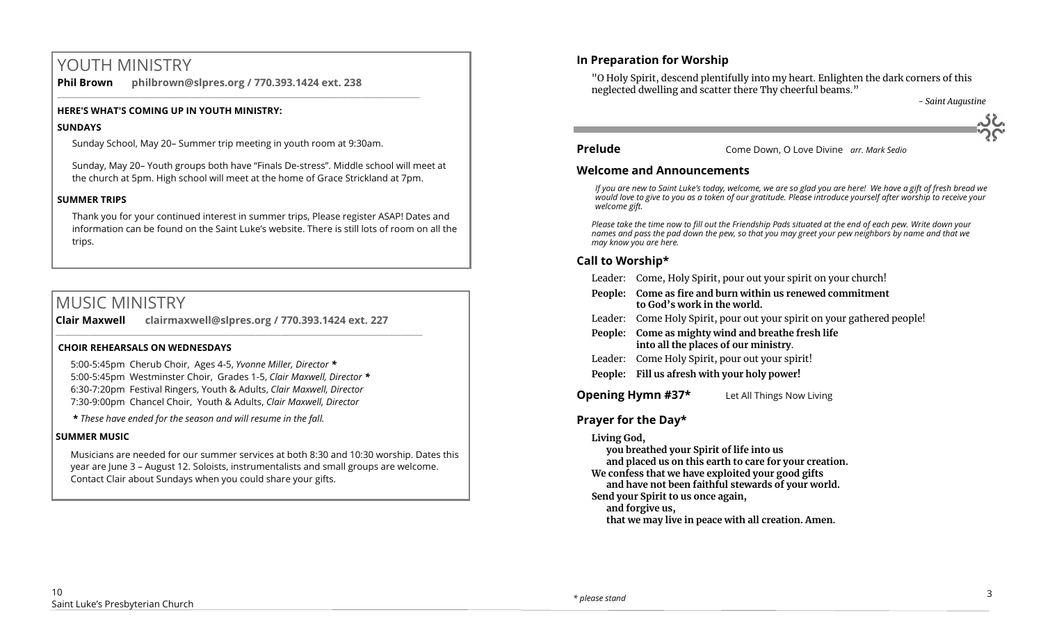# YOUTH MINISTRY

**Phil Brown** **philbrown@slpres.org / 770.393.1424 ext. 238**

**HERE'S WHAT'S COMING UP IN YOUTH MINISTRY:**

**SUNDAYS**

Sunday School, May 20– Summer trip meeting in youth room at 9:30am.

Sunday, May 20– Youth groups both have "Finals De-stress". Middle school will meet at the church at 5pm. High school will meet at the home of Grace Strickland at 7pm.

**SUMMER TRIPS**

Thank you for your continued interest in summer trips, Please register ASAP! Dates and information can be found on the Saint Luke's website. There is still lots of room on all the trips.

# MUSIC MINISTRY

**Clair Maxwell** **clairmaxwell@slpres.org / 770.393.1424 ext. 227**

**CHOIR REHEARSALS ON WEDNESDAYS**

5:00-5:45pm Cherub Choir, Ages 4-5, *Yvonne Miller, Director* **\***
5:00-5:45pm Westminster Choir, Grades 1-5, *Clair Maxwell, Director* **\***
6:30-7:20pm Festival Ringers, Youth & Adults, *Clair Maxwell, Director*
7:30-9:00pm Chancel Choir, Youth & Adults, *Clair Maxwell, Director*

***\** These have ended for the season and will resume in the fall.*

**SUMMER MUSIC**

Musicians are needed for our summer services at both 8:30 and 10:30 worship. Dates this year are June 3 – August 12. Soloists, instrumentalists and small groups are welcome. Contact Clair about Sundays when you could share your gifts.

## In Preparation for Worship

"O Holy Spirit, descend plentifully into my heart. Enlighten the dark corners of this neglected dwelling and scatter there Thy cheerful beams."

*- Saint Augustine*

**Prelude** Come Down, O Love Divine *arr. Mark Sedio*

## Welcome and Announcements

*If you are new to Saint Luke's today, welcome, we are so glad you are here! We have a gift of fresh bread we would love to give to you as a token of our gratitude. Please introduce yourself after worship to receive your welcome gift.*

*Please take the time now to fill out the Friendship Pads situated at the end of each pew. Write down your names and pass the pad down the pew, so that you may greet your pew neighbors by name and that we may know you are here.*

## Call to Worship*

Leader: Come, Holy Spirit, pour out your spirit on your church!

**People: Come as fire and burn within us renewed commitment to God's work in the world.**

Leader: Come Holy Spirit, pour out your spirit on your gathered people!

**People: Come as mighty wind and breathe fresh life into all the places of our ministry**.

Leader: Come Holy Spirit, pour out your spirit!

**People: Fill us afresh with your holy power!**

**Opening Hymn #37*** Let All Things Now Living

## Prayer for the Day*

**Living God,**
**you breathed your Spirit of life into us**
**and placed us on this earth to care for your creation.**
**We confess that we have exploited your good gifts**
**and have not been faithful stewards of your world.**
**Send your Spirit to us once again,**
**and forgive us,**
**that we may live in peace with all creation. Amen.**

*\* please stand*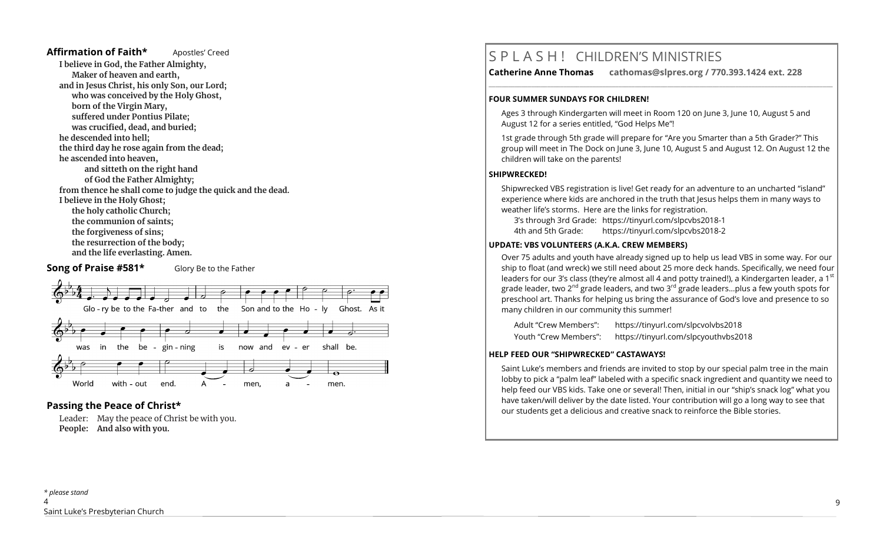**Affirmation of Faith*** Apostles' Creed

**I believe in God, the Father Almighty,**
**Maker of heaven and earth,**
**and in Jesus Christ, his only Son, our Lord;**
**who was conceived by the Holy Ghost,**
**born of the Virgin Mary,**
**suffered under Pontius Pilate;**
**was crucified, dead, and buried;**
**he descended into hell;**
**the third day he rose again from the dead;**
**he ascended into heaven,**
**and sitteth on the right hand**
**of God the Father Almighty;**
**from thence he shall come to judge the quick and the dead.**
**I believe in the Holy Ghost;**
**the holy catholic Church;**
**the communion of saints;**
**the forgiveness of sins;**
**the resurrection of the body;**
**and the life everlasting. Amen.**

**Song of Praise #581*** Glory Be to the Father

Glo - ry be to the Fa-ther and to the Son and to the Ho - ly Ghost. As it was in the be - gin - ning is now and ev - er shall be. World with - out end. A - men, a - men.

**Passing the Peace of Christ***

Leader: May the peace of Christ be with you.
**People: And also with you.**

*\* please stand*

# S P L A S H ! CHILDREN'S MINISTRIES

**Catherine Anne Thomas cathomas@slpres.org / 770.393.1424 ext. 228**

**FOUR SUMMER SUNDAYS FOR CHILDREN!**

Ages 3 through Kindergarten will meet in Room 120 on June 3, June 10, August 5 and August 12 for a series entitled, "God Helps Me"!

1st grade through 5th grade will prepare for "Are you Smarter than a 5th Grader?" This group will meet in The Dock on June 3, June 10, August 5 and August 12. On August 12 the children will take on the parents!

**SHIPWRECKED!**

Shipwrecked VBS registration is live! Get ready for an adventure to an uncharted "island" experience where kids are anchored in the truth that Jesus helps them in many ways to weather life's storms. Here are the links for registration.

3's through 3rd Grade: https://tinyurl.com/slpcvbs2018-1
4th and 5th Grade: https://tinyurl.com/slpcvbs2018-2

**UPDATE: VBS VOLUNTEERS (A.K.A. CREW MEMBERS)**

Over 75 adults and youth have already signed up to help us lead VBS in some way. For our ship to float (and wreck) we still need about 25 more deck hands. Specifically, we need four leaders for our 3's class (they're almost all 4 and potty trained!), a Kindergarten leader, a 1st grade leader, two 2nd grade leaders, and two 3rd grade leaders...plus a few youth spots for preschool art. Thanks for helping us bring the assurance of God's love and presence to so many children in our community this summer!

Adult "Crew Members": https://tinyurl.com/slpcvolvbs2018
Youth "Crew Members": https://tinyurl.com/slpcyouthvbs2018

**HELP FEED OUR "SHIPWRECKED" CASTAWAYS!**

Saint Luke's members and friends are invited to stop by our special palm tree in the main lobby to pick a "palm leaf" labeled with a specific snack ingredient and quantity we need to help feed our VBS kids. Take one or several! Then, initial in our "ship's snack log" what you have taken/will deliver by the date listed. Your contribution will go a long way to see that our students get a delicious and creative snack to reinforce the Bible stories.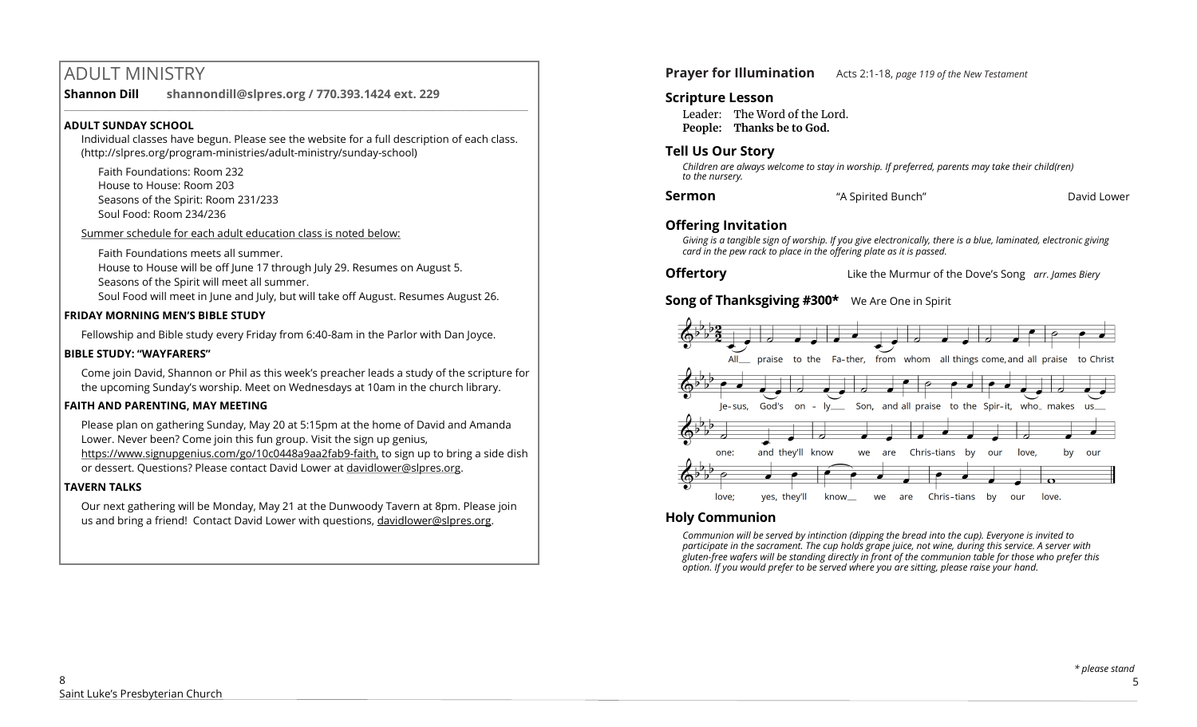# ADULT MINISTRY

**Shannon Dill** **shannondill@slpres.org / 770.393.1424 ext. 229**

**ADULT SUNDAY SCHOOL**

Individual classes have begun. Please see the website for a full description of each class. (http://slpres.org/program-ministries/adult-ministry/sunday-school)

Faith Foundations: Room 232
House to House: Room 203
Seasons of the Spirit: Room 231/233
Soul Food: Room 234/236

Summer schedule for each adult education class is noted below:

Faith Foundations meets all summer.
House to House will be off June 17 through July 29. Resumes on August 5.
Seasons of the Spirit will meet all summer.
Soul Food will meet in June and July, but will take off August. Resumes August 26.

**FRIDAY MORNING MEN'S BIBLE STUDY**

Fellowship and Bible study every Friday from 6:40-8am in the Parlor with Dan Joyce.

**BIBLE STUDY: "WAYFARERS"**

Come join David, Shannon or Phil as this week's preacher leads a study of the scripture for the upcoming Sunday's worship. Meet on Wednesdays at 10am in the church library.

**FAITH AND PARENTING, MAY MEETING**

Please plan on gathering Sunday, May 20 at 5:15pm at the home of David and Amanda Lower. Never been? Come join this fun group. Visit the sign up genius, https://www.signupgenius.com/go/10c0448a9aa2fab9-faith, to sign up to bring a side dish or dessert. Questions? Please contact David Lower at davidlower@slpres.org.

**TAVERN TALKS**

Our next gathering will be Monday, May 21 at the Dunwoody Tavern at 8pm. Please join us and bring a friend! Contact David Lower with questions, davidlower@slpres.org.

**Prayer for Illumination** Acts 2:1-18, *page 119 of the New Testament*

**Scripture Lesson**

Leader: The Word of the Lord.
**People: Thanks be to God.**

**Tell Us Our Story**

*Children are always welcome to stay in worship. If preferred, parents may take their child(ren) to the nursery.*

**Sermon** "A Spirited Bunch" David Lower

**Offering Invitation**

*Giving is a tangible sign of worship. If you give electronically, there is a blue, laminated, electronic giving card in the pew rack to place in the offering plate as it is passed.*

**Offertory** Like the Murmur of the Dove's Song *arr. James Biery*

**Song of Thanksgiving #300*** We Are One in Spirit

All praise to the Father, from whom all things come, and all praise to Christ Jesus, God's only Son, and all praise to the Spirit, who makes us one: and they'll know we are Christians by our love, by our love; yes, they'll know we are Christians by our love.

**Holy Communion**

*Communion will be served by intinction (dipping the bread into the cup). Everyone is invited to participate in the sacrament. The cup holds grape juice, not wine, during this service. A server with gluten-free wafers will be standing directly in front of the communion table for those who prefer this option. If you would prefer to be served where you are sitting, please raise your hand.*

*\* please stand*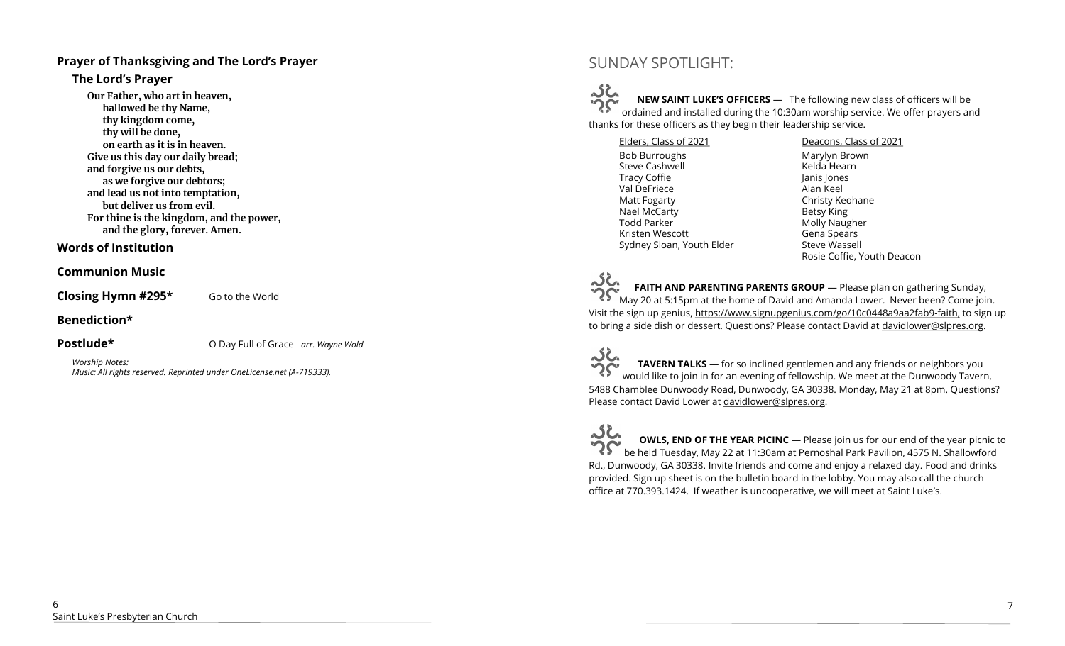**Prayer of Thanksgiving and The Lord's Prayer**

**The Lord's Prayer**

**Our Father, who art in heaven,**
**hallowed be thy Name,**
**thy kingdom come,**
**thy will be done,**
**on earth as it is in heaven.**
**Give us this day our daily bread;**
**and forgive us our debts,**
**as we forgive our debtors;**
**and lead us not into temptation,**
**but deliver us from evil.**
**For thine is the kingdom, and the power,**
**and the glory, forever. Amen.**

**Words of Institution**

**Communion Music**

**Closing Hymn #295*** Go to the World

**Benediction***

**Postlude*** O Day Full of Grace *arr. Wayne Wold*

*Worship Notes:*
*Music: All rights reserved. Reprinted under OneLicense.net (A-719333).*

## SUNDAY SPOTLIGHT:

**NEW SAINT LUKE'S OFFICERS** — The following new class of officers will be ordained and installed during the 10:30am worship service. We offer prayers and thanks for these officers as they begin their leadership service.

| Elders, Class of 2021 | Deacons, Class of 2021 |
| --- | --- |
| Bob Burroughs | Marylyn Brown |
| Steve Cashwell | Kelda Hearn |
| Tracy Coffie | Janis Jones |
| Val DeFriece | Alan Keel |
| Matt Fogarty | Christy Keohane |
| Nael McCarty | Betsy King |
| Todd Parker | Molly Naugher |
| Kristen Wescott | Gena Spears |
| Sydney Sloan, Youth Elder | Steve Wassell |
| | Rosie Coffie, Youth Deacon |

**FAITH AND PARENTING PARENTS GROUP** — Please plan on gathering Sunday, May 20 at 5:15pm at the home of David and Amanda Lower. Never been? Come join. Visit the sign up genius, https://www.signupgenius.com/go/10c0448a9aa2fab9-faith, to sign up to bring a side dish or dessert. Questions? Please contact David at davidlower@slpres.org.

**TAVERN TALKS** — for so inclined gentlemen and any friends or neighbors you would like to join in for an evening of fellowship. We meet at the Dunwoody Tavern, 5488 Chamblee Dunwoody Road, Dunwoody, GA 30338. Monday, May 21 at 8pm. Questions? Please contact David Lower at davidlower@slpres.org.

**OWLS, END OF THE YEAR PICINC** — Please join us for our end of the year picnic to be held Tuesday, May 22 at 11:30am at Pernoshal Park Pavilion, 4575 N. Shallowford Rd., Dunwoody, GA 30338. Invite friends and come and enjoy a relaxed day. Food and drinks provided. Sign up sheet is on the bulletin board in the lobby. You may also call the church office at 770.393.1424. If weather is uncooperative, we will meet at Saint Luke's.